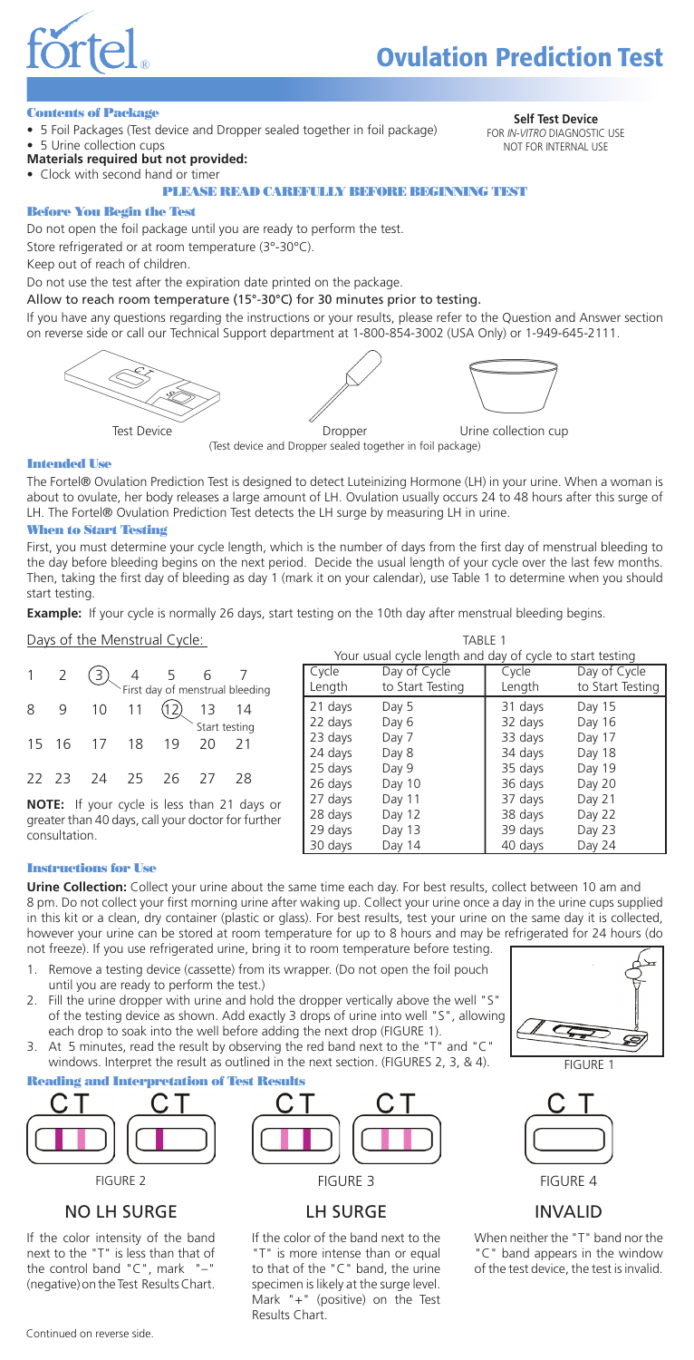# fortel® Ovulation Prediction Test

**Self Test Device**
FOR *IN-VITRO* DIAGNOSTIC USE
NOT FOR INTERNAL USE

## Contents of Package

- 5 Foil Packages (Test device and Dropper sealed together in foil package)
- 5 Urine collection cups

**Materials required but not provided:**

- Clock with second hand or timer

**PLEASE READ CAREFULLY BEFORE BEGINNING TEST**

## Before You Begin the Test

Do not open the foil package until you are ready to perform the test.

Store refrigerated or at room temperature (3°-30°C).

Keep out of reach of children.

Do not use the test after the expiration date printed on the package.

Allow to reach room temperature (15°-30°C) for 30 minutes prior to testing.

If you have any questions regarding the instructions or your results, please refer to the Question and Answer section on reverse side or call our Technical Support department at 1-800-854-3002 (USA Only) or 1-949-645-2111.

Test Device | Dropper | Urine collection cup

(Test device and Dropper sealed together in foil package)

## Intended Use

The Fortel® Ovulation Prediction Test is designed to detect Luteinizing Hormone (LH) in your urine. When a woman is about to ovulate, her body releases a large amount of LH. Ovulation usually occurs 24 to 48 hours after this surge of LH. The Fortel® Ovulation Prediction Test detects the LH surge by measuring LH in urine.

## When to Start Testing

First, you must determine your cycle length, which is the number of days from the first day of menstrual bleeding to the day before bleeding begins on the next period. Decide the usual length of your cycle over the last few months. Then, taking the first day of bleeding as day 1 (mark it on your calendar), use Table 1 to determine when you should start testing.

**Example:** If your cycle is normally 26 days, start testing on the 10th day after menstrual bleeding begins.

Days of the Menstrual Cycle:

| | | | | | | |
|---|---|---|---|---|---|---|
| 1 | 2 | (3) | 4 | 5 | 6 | 7 |
| 8 | 9 | 10 | 11 | (12) | 13 | 14 |
| 15 | 16 | 17 | 18 | 19 | 20 | 21 |
| 22 | 23 | 24 | 25 | 26 | 27 | 28 |

(3) First day of menstrual bleeding
(12) Start testing

**NOTE:** If your cycle is less than 21 days or greater than 40 days, call your doctor for further consultation.

TABLE 1
Your usual cycle length and day of cycle to start testing

| Cycle Length | Day of Cycle to Start Testing | Cycle Length | Day of Cycle to Start Testing |
|---|---|---|---|
| 21 days | Day 5 | 31 days | Day 15 |
| 22 days | Day 6 | 32 days | Day 16 |
| 23 days | Day 7 | 33 days | Day 17 |
| 24 days | Day 8 | 34 days | Day 18 |
| 25 days | Day 9 | 35 days | Day 19 |
| 26 days | Day 10 | 36 days | Day 20 |
| 27 days | Day 11 | 37 days | Day 21 |
| 28 days | Day 12 | 38 days | Day 22 |
| 29 days | Day 13 | 39 days | Day 23 |
| 30 days | Day 14 | 40 days | Day 24 |

## Instructions for Use

**Urine Collection:** Collect your urine about the same time each day. For best results, collect between 10 am and 8 pm. Do not collect your first morning urine after waking up. Collect your urine once a day in the urine cups supplied in this kit or a clean, dry container (plastic or glass). For best results, test your urine on the same day it is collected, however your urine can be stored at room temperature for up to 8 hours and may be refrigerated for 24 hours (do not freeze). If you use refrigerated urine, bring it to room temperature before testing.

1. Remove a testing device (cassette) from its wrapper. (Do not open the foil pouch until you are ready to perform the test.)
2. Fill the urine dropper with urine and hold the dropper vertically above the well "S" of the testing device as shown. Add exactly 3 drops of urine into well "S", allowing each drop to soak into the well before adding the next drop (FIGURE 1).
3. At 5 minutes, read the result by observing the red band next to the "T" and "C" windows. Interpret the result as outlined in the next section. (FIGURES 2, 3, & 4).

FIGURE 1

## Reading and Interpretation of Test Results

FIGURE 2

**NO LH SURGE**

If the color intensity of the band next to the "T" is less than that of the control band "C", mark "–" (negative) on the Test Results Chart.

FIGURE 3

**LH SURGE**

If the color of the band next to the "T" is more intense than or equal to that of the "C" band, the urine specimen is likely at the surge level. Mark "+" (positive) on the Test Results Chart.

FIGURE 4

**INVALID**

When neither the "T" band nor the "C" band appears in the window of the test device, the test is invalid.

Continued on reverse side.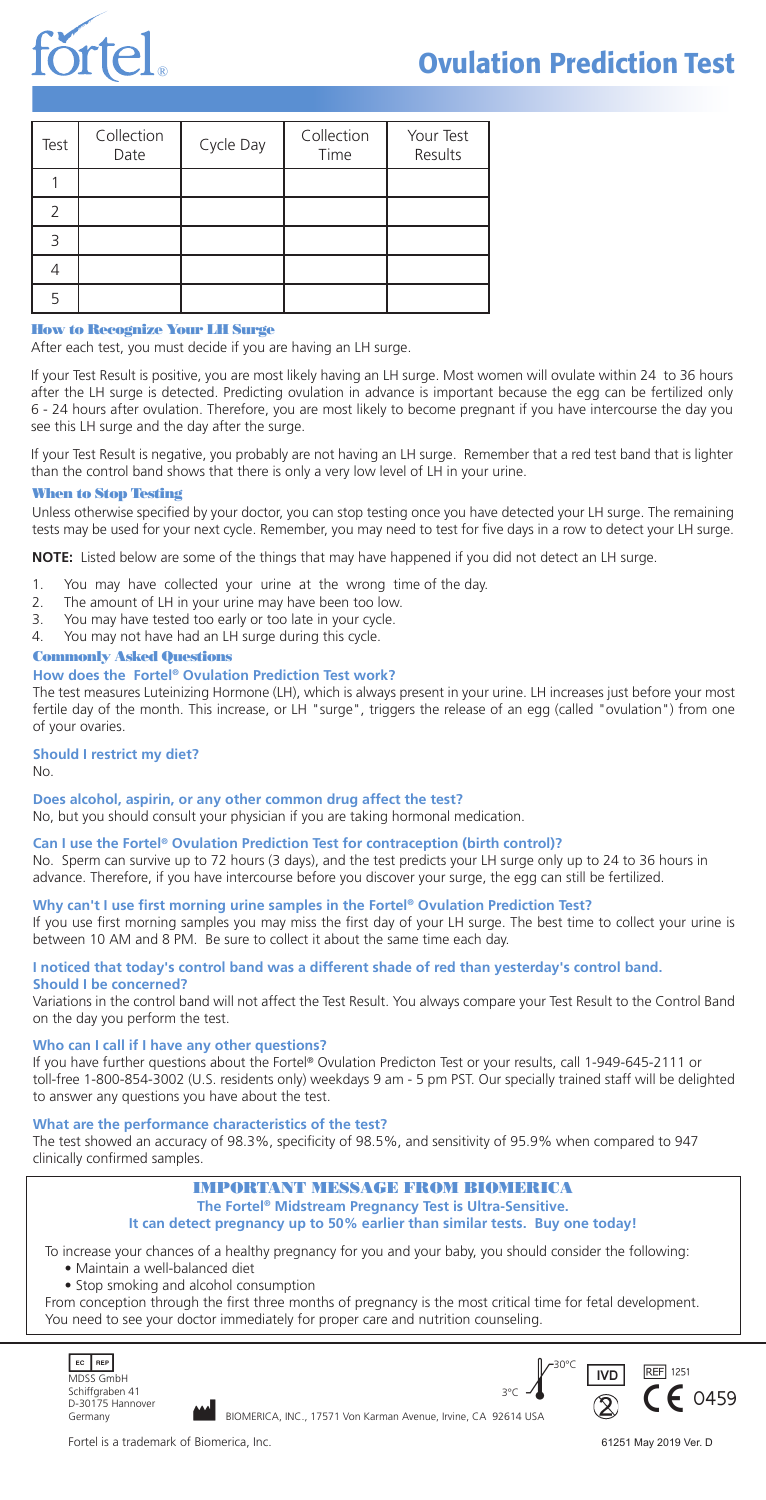# fortel®

# Ovulation Prediction Test

| Test | Collection Date | Cycle Day | Collection Time | Your Test Results |
|---|---|---|---|---|
| 1 | | | | |
| 2 | | | | |
| 3 | | | | |
| 4 | | | | |
| 5 | | | | |

### How to Recognize Your LH Surge

After each test, you must decide if you are having an LH surge.

If your Test Result is positive, you are most likely having an LH surge. Most women will ovulate within 24 to 36 hours after the LH surge is detected. Predicting ovulation in advance is important because the egg can be fertilized only 6 - 24 hours after ovulation. Therefore, you are most likely to become pregnant if you have intercourse the day you see this LH surge and the day after the surge.

If your Test Result is negative, you probably are not having an LH surge. Remember that a red test band that is lighter than the control band shows that there is only a very low level of LH in your urine.

### When to Stop Testing

Unless otherwise specified by your doctor, you can stop testing once you have detected your LH surge. The remaining tests may be used for your next cycle. Remember, you may need to test for five days in a row to detect your LH surge.

**NOTE:** Listed below are some of the things that may have happened if you did not detect an LH surge.

1. You may have collected your urine at the wrong time of the day.
2. The amount of LH in your urine may have been too low.
3. You may have tested too early or too late in your cycle.
4. You may not have had an LH surge during this cycle.

### Commonly Asked Questions

**How does the Fortel® Ovulation Prediction Test work?**

The test measures Luteinizing Hormone (LH), which is always present in your urine. LH increases just before your most fertile day of the month. This increase, or LH "surge", triggers the release of an egg (called "ovulation") from one of your ovaries.

**Should I restrict my diet?**

No.

**Does alcohol, aspirin, or any other common drug affect the test?**

No, but you should consult your physician if you are taking hormonal medication.

**Can I use the Fortel® Ovulation Prediction Test for contraception (birth control)?**

No. Sperm can survive up to 72 hours (3 days), and the test predicts your LH surge only up to 24 to 36 hours in advance. Therefore, if you have intercourse before you discover your surge, the egg can still be fertilized.

**Why can't I use first morning urine samples in the Fortel® Ovulation Prediction Test?**

If you use first morning samples you may miss the first day of your LH surge. The best time to collect your urine is between 10 AM and 8 PM. Be sure to collect it about the same time each day.

**I noticed that today's control band was a different shade of red than yesterday's control band. Should I be concerned?**

Variations in the control band will not affect the Test Result. You always compare your Test Result to the Control Band on the day you perform the test.

**Who can I call if I have any other questions?**

If you have further questions about the Fortel® Ovulation Predicton Test or your results, call 1-949-645-2111 or toll-free 1-800-854-3002 (U.S. residents only) weekdays 9 am - 5 pm PST. Our specially trained staff will be delighted to answer any questions you have about the test.

**What are the performance characteristics of the test?**

The test showed an accuracy of 98.3%, specificity of 98.5%, and sensitivity of 95.9% when compared to 947 clinically confirmed samples.

### IMPORTANT MESSAGE FROM BIOMERICA

**The Fortel® Midstream Pregnancy Test is Ultra-Sensitive.**
**It can detect pregnancy up to 50% earlier than similar tests. Buy one today!**

To increase your chances of a healthy pregnancy for you and your baby, you should consider the following:

- Maintain a well-balanced diet
- Stop smoking and alcohol consumption

From conception through the first three months of pregnancy is the most critical time for fetal development. You need to see your doctor immediately for proper care and nutrition counseling.

EC REP
MDSS GmbH
Schiffgraben 41
D-30175 Hannover
Germany

BIOMERICA, INC., 17571 Von Karman Avenue, Irvine, CA 92614 USA

30°C
3°C

IVD

REF 1251

CE 0459

Fortel is a trademark of Biomerica, Inc.

61251 May 2019 Ver. D